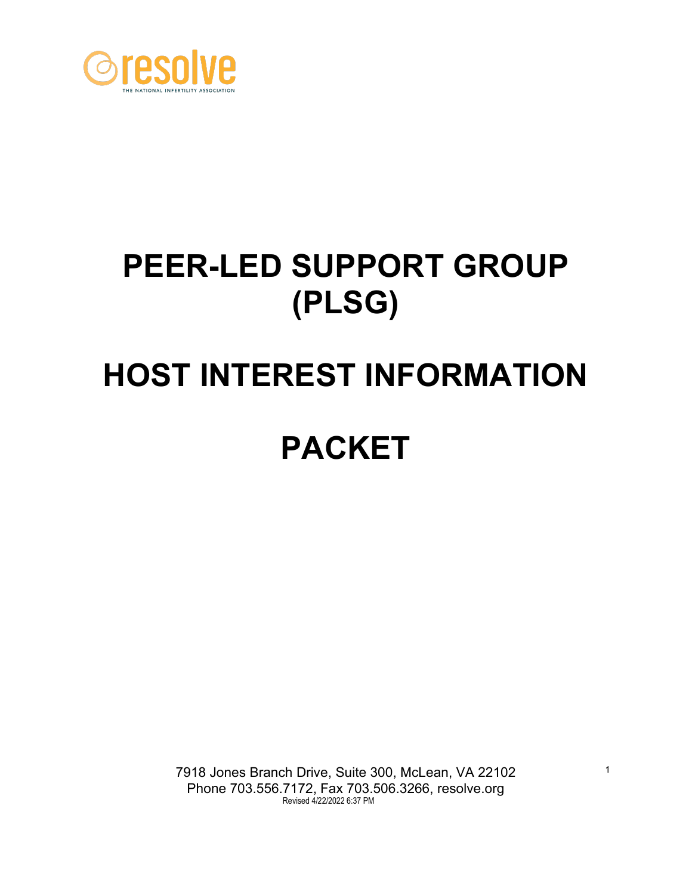resolve

THE NATIONAL INFERTILITY ASSOCIATION

# PEER-LED SUPPORT GROUP (PLSG)

# HOST INTEREST INFORMATION

# PACKET

7918 Jones Branch Drive, Suite 300, McLean, VA 22102
Phone 703.556.7172, Fax 703.506.3266, resolve.org
Revised 4/22/2022 6:37 PM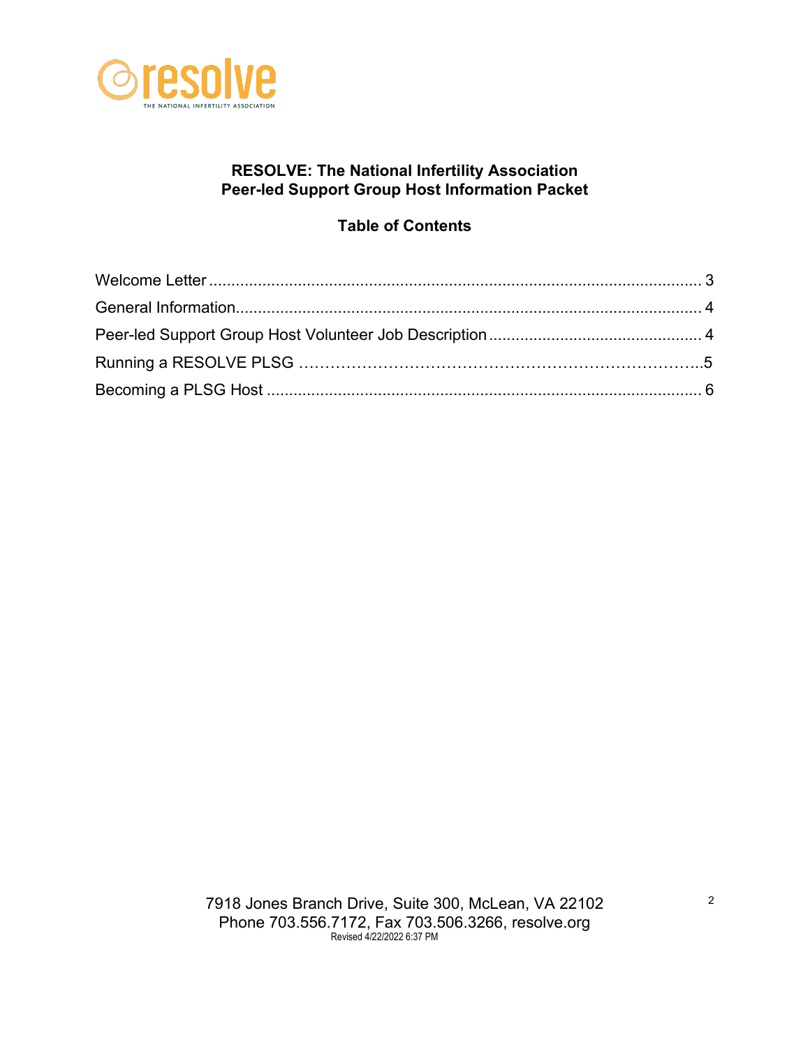**RESOLVE: The National Infertility Association**
**Peer-led Support Group Host Information Packet**

**Table of Contents**

Welcome Letter .................................................. 3
General Information.............................................. 4
Peer-led Support Group Host Volunteer Job Description ............ 4
Running a RESOLVE PLSG ……………………………………………………………..5
Becoming a PLSG Host .............................................. 6

7918 Jones Branch Drive, Suite 300, McLean, VA 22102
Phone 703.556.7172, Fax 703.506.3266, resolve.org
Revised 4/22/2022 6:37 PM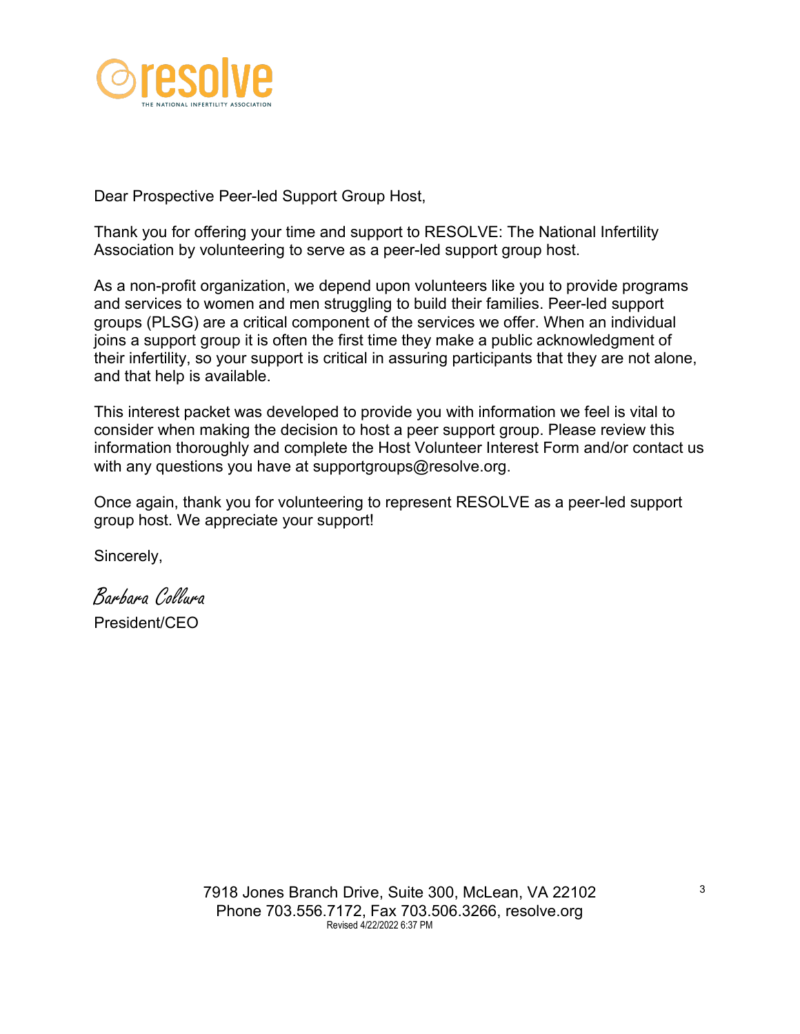resolve
THE NATIONAL INFERTILITY ASSOCIATION

Dear Prospective Peer-led Support Group Host,

Thank you for offering your time and support to RESOLVE: The National Infertility Association by volunteering to serve as a peer-led support group host.

As a non-profit organization, we depend upon volunteers like you to provide programs and services to women and men struggling to build their families. Peer-led support groups (PLSG) are a critical component of the services we offer. When an individual joins a support group it is often the first time they make a public acknowledgment of their infertility, so your support is critical in assuring participants that they are not alone, and that help is available.

This interest packet was developed to provide you with information we feel is vital to consider when making the decision to host a peer support group. Please review this information thoroughly and complete the Host Volunteer Interest Form and/or contact us with any questions you have at supportgroups@resolve.org.

Once again, thank you for volunteering to represent RESOLVE as a peer-led support group host. We appreciate your support!

Sincerely,

*Barbara Collura*
President/CEO

7918 Jones Branch Drive, Suite 300, McLean, VA 22102
Phone 703.556.7172, Fax 703.506.3266, resolve.org
Revised 4/22/2022 6:37 PM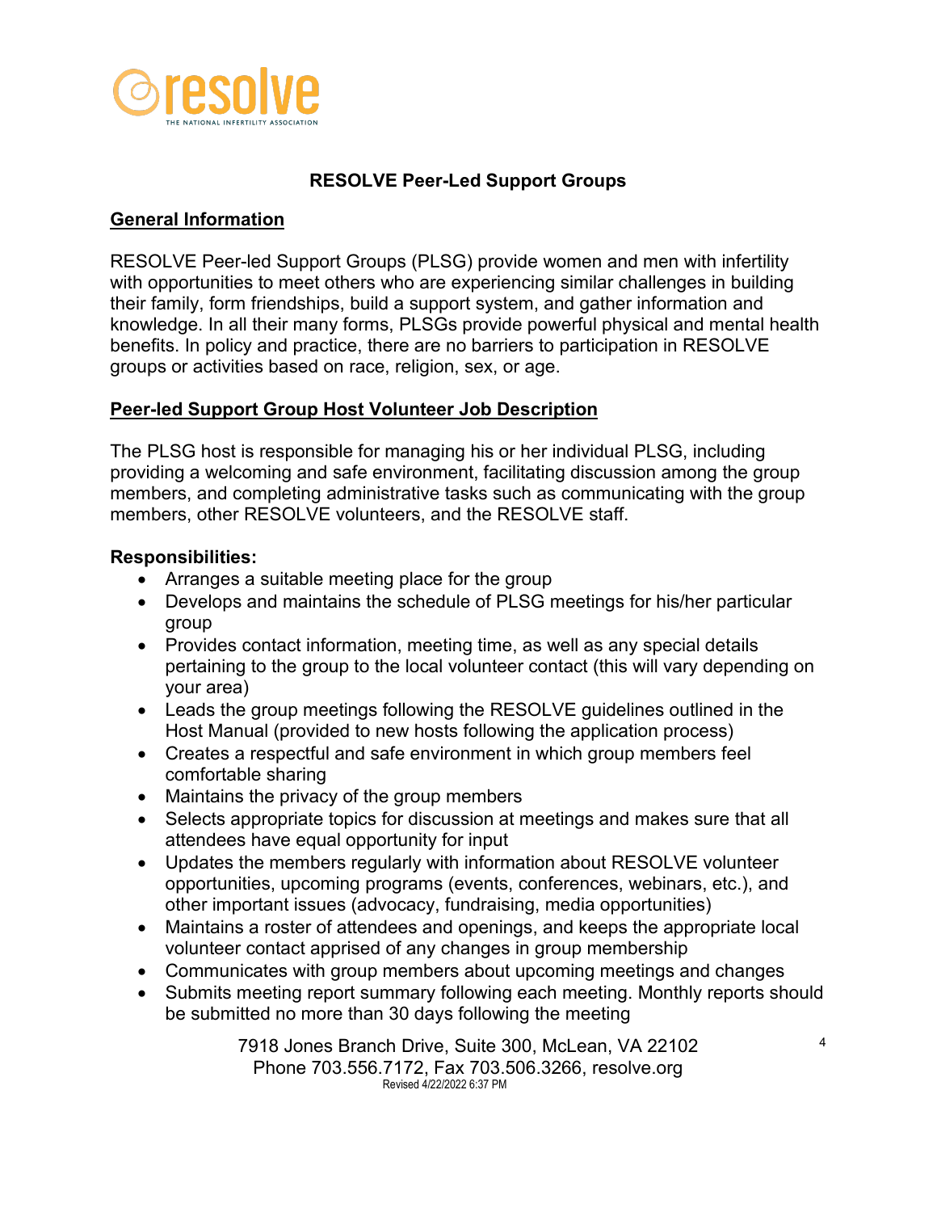## RESOLVE Peer-Led Support Groups

### General Information

RESOLVE Peer-led Support Groups (PLSG) provide women and men with infertility with opportunities to meet others who are experiencing similar challenges in building their family, form friendships, build a support system, and gather information and knowledge. In all their many forms, PLSGs provide powerful physical and mental health benefits. In policy and practice, there are no barriers to participation in RESOLVE groups or activities based on race, religion, sex, or age.

### Peer-led Support Group Host Volunteer Job Description

The PLSG host is responsible for managing his or her individual PLSG, including providing a welcoming and safe environment, facilitating discussion among the group members, and completing administrative tasks such as communicating with the group members, other RESOLVE volunteers, and the RESOLVE staff.

**Responsibilities:**

- Arranges a suitable meeting place for the group
- Develops and maintains the schedule of PLSG meetings for his/her particular group
- Provides contact information, meeting time, as well as any special details pertaining to the group to the local volunteer contact (this will vary depending on your area)
- Leads the group meetings following the RESOLVE guidelines outlined in the Host Manual (provided to new hosts following the application process)
- Creates a respectful and safe environment in which group members feel comfortable sharing
- Maintains the privacy of the group members
- Selects appropriate topics for discussion at meetings and makes sure that all attendees have equal opportunity for input
- Updates the members regularly with information about RESOLVE volunteer opportunities, upcoming programs (events, conferences, webinars, etc.), and other important issues (advocacy, fundraising, media opportunities)
- Maintains a roster of attendees and openings, and keeps the appropriate local volunteer contact apprised of any changes in group membership
- Communicates with group members about upcoming meetings and changes
- Submits meeting report summary following each meeting. Monthly reports should be submitted no more than 30 days following the meeting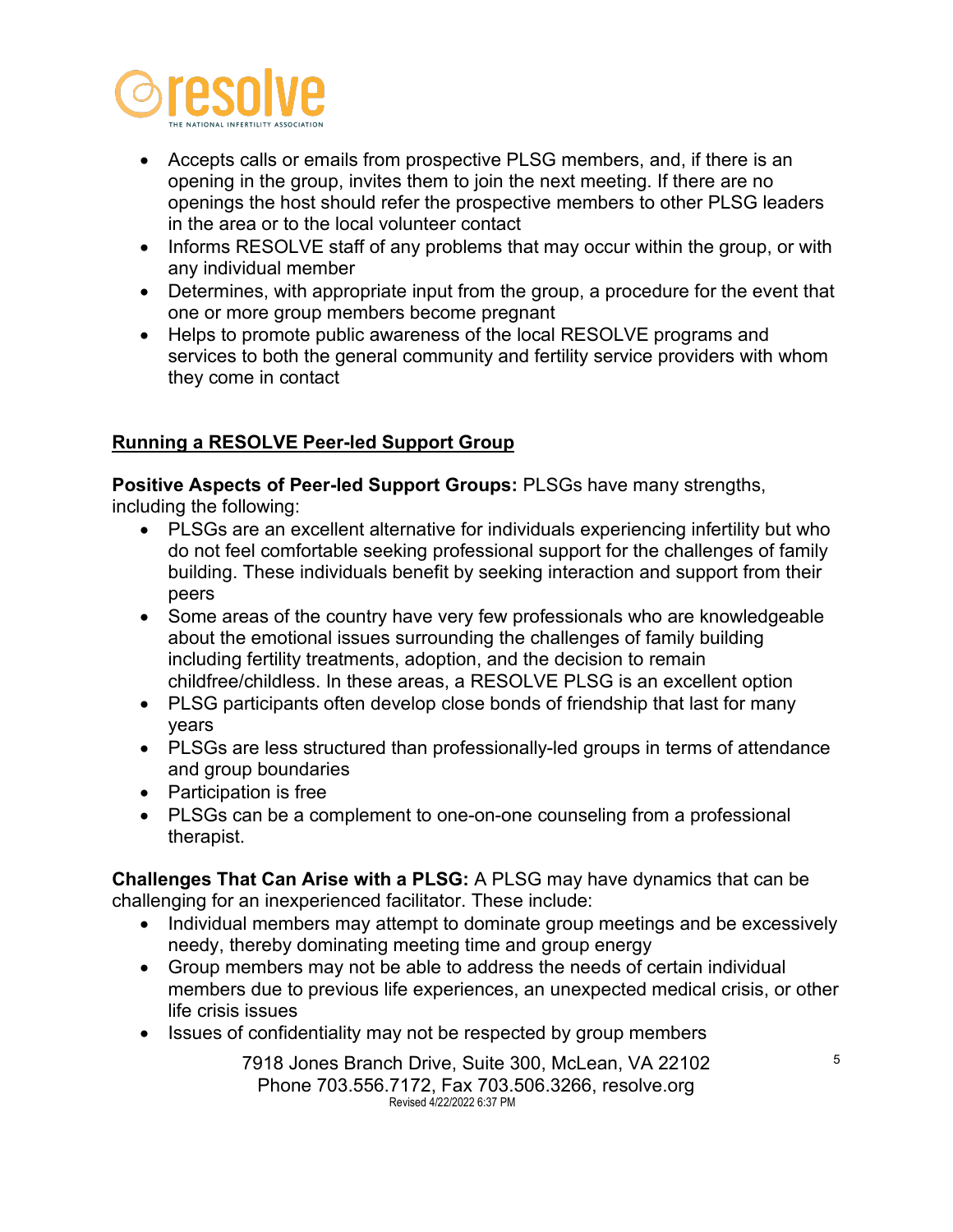- Accepts calls or emails from prospective PLSG members, and, if there is an opening in the group, invites them to join the next meeting. If there are no openings the host should refer the prospective members to other PLSG leaders in the area or to the local volunteer contact
- Informs RESOLVE staff of any problems that may occur within the group, or with any individual member
- Determines, with appropriate input from the group, a procedure for the event that one or more group members become pregnant
- Helps to promote public awareness of the local RESOLVE programs and services to both the general community and fertility service providers with whom they come in contact

## Running a RESOLVE Peer-led Support Group

**Positive Aspects of Peer-led Support Groups:** PLSGs have many strengths, including the following:

- PLSGs are an excellent alternative for individuals experiencing infertility but who do not feel comfortable seeking professional support for the challenges of family building. These individuals benefit by seeking interaction and support from their peers
- Some areas of the country have very few professionals who are knowledgeable about the emotional issues surrounding the challenges of family building including fertility treatments, adoption, and the decision to remain childfree/childless. In these areas, a RESOLVE PLSG is an excellent option
- PLSG participants often develop close bonds of friendship that last for many years
- PLSGs are less structured than professionally-led groups in terms of attendance and group boundaries
- Participation is free
- PLSGs can be a complement to one-on-one counseling from a professional therapist.

**Challenges That Can Arise with a PLSG:** A PLSG may have dynamics that can be challenging for an inexperienced facilitator. These include:

- Individual members may attempt to dominate group meetings and be excessively needy, thereby dominating meeting time and group energy
- Group members may not be able to address the needs of certain individual members due to previous life experiences, an unexpected medical crisis, or other life crisis issues
- Issues of confidentiality may not be respected by group members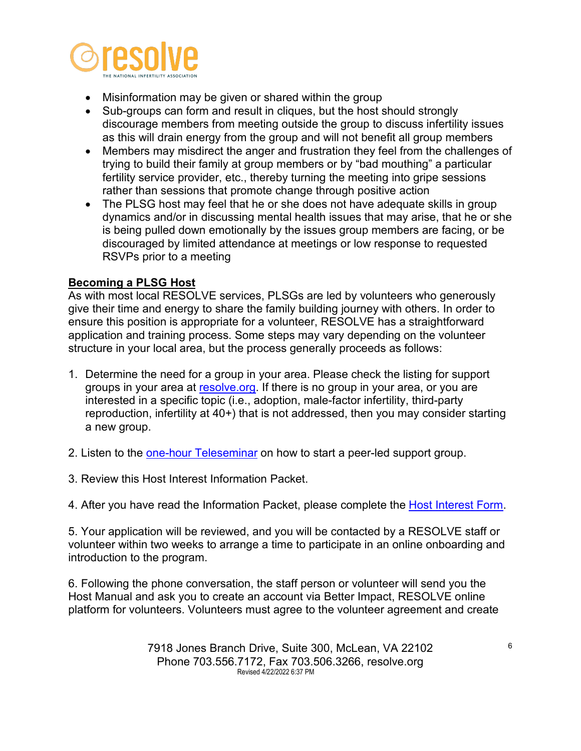- Misinformation may be given or shared within the group
- Sub-groups can form and result in cliques, but the host should strongly discourage members from meeting outside the group to discuss infertility issues as this will drain energy from the group and will not benefit all group members
- Members may misdirect the anger and frustration they feel from the challenges of trying to build their family at group members or by "bad mouthing" a particular fertility service provider, etc., thereby turning the meeting into gripe sessions rather than sessions that promote change through positive action
- The PLSG host may feel that he or she does not have adequate skills in group dynamics and/or in discussing mental health issues that may arise, that he or she is being pulled down emotionally by the issues group members are facing, or be discouraged by limited attendance at meetings or low response to requested RSVPs prior to a meeting

**Becoming a PLSG Host**

As with most local RESOLVE services, PLSGs are led by volunteers who generously give their time and energy to share the family building journey with others. In order to ensure this position is appropriate for a volunteer, RESOLVE has a straightforward application and training process. Some steps may vary depending on the volunteer structure in your local area, but the process generally proceeds as follows:

1. Determine the need for a group in your area. Please check the listing for support groups in your area at resolve.org. If there is no group in your area, or you are interested in a specific topic (i.e., adoption, male-factor infertility, third-party reproduction, infertility at 40+) that is not addressed, then you may consider starting a new group.

2. Listen to the one-hour Teleseminar on how to start a peer-led support group.

3. Review this Host Interest Information Packet.

4. After you have read the Information Packet, please complete the Host Interest Form.

5. Your application will be reviewed, and you will be contacted by a RESOLVE staff or volunteer within two weeks to arrange a time to participate in an online onboarding and introduction to the program.

6. Following the phone conversation, the staff person or volunteer will send you the Host Manual and ask you to create an account via Better Impact, RESOLVE online platform for volunteers. Volunteers must agree to the volunteer agreement and create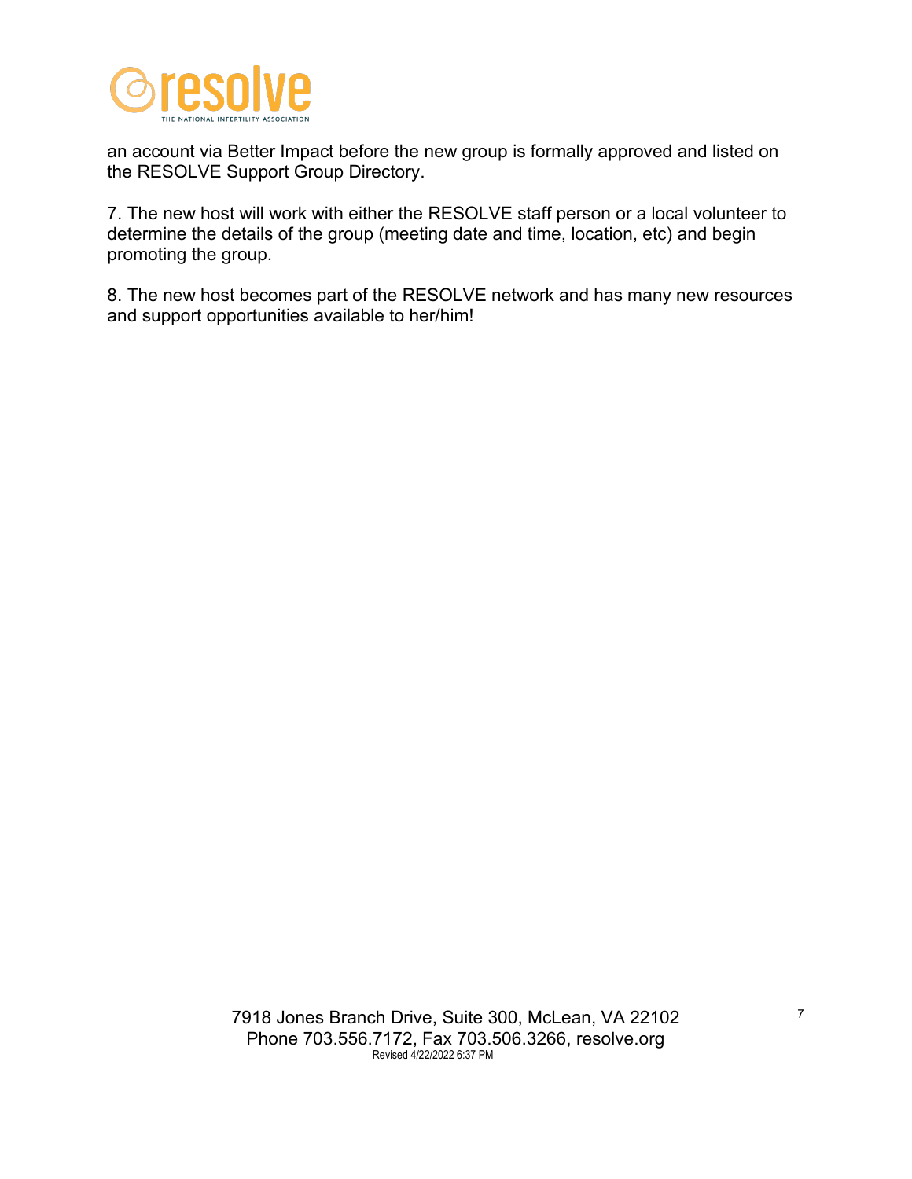an account via Better Impact before the new group is formally approved and listed on the RESOLVE Support Group Directory.

7. The new host will work with either the RESOLVE staff person or a local volunteer to determine the details of the group (meeting date and time, location, etc) and begin promoting the group.

8. The new host becomes part of the RESOLVE network and has many new resources and support opportunities available to her/him!